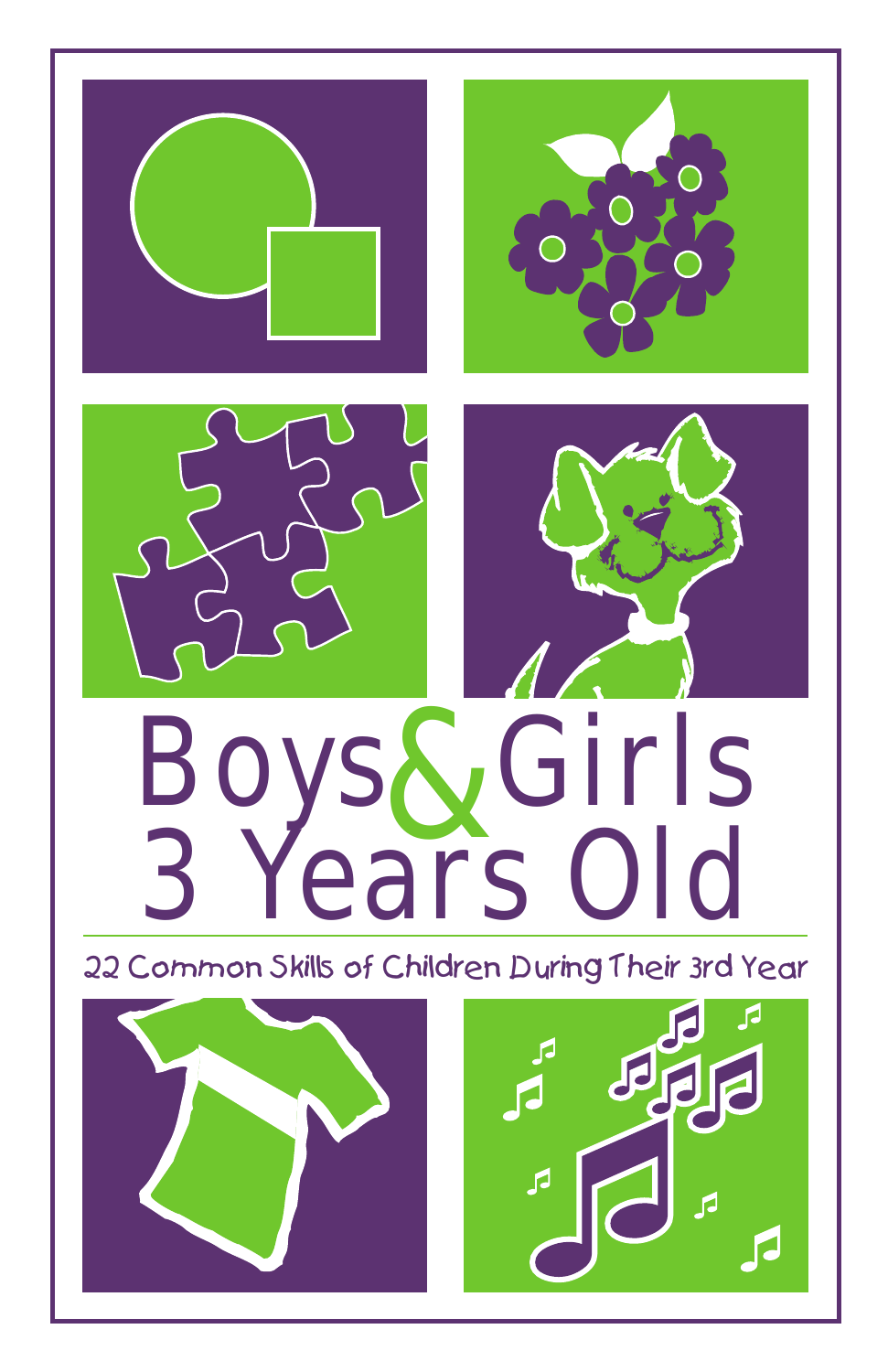# Boys & Girls 3 Years Old

22 Common Skills of Children During Their 3rd Year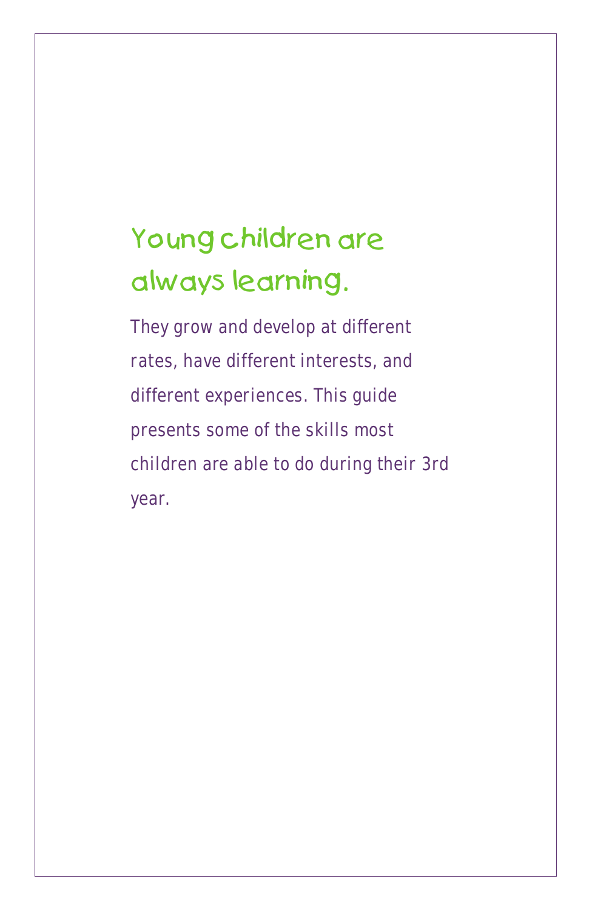## Young children are always learning.

They grow and develop at different rates, have different interests, and different experiences. This guide presents some of the skills most children are able to do during their 3rd year.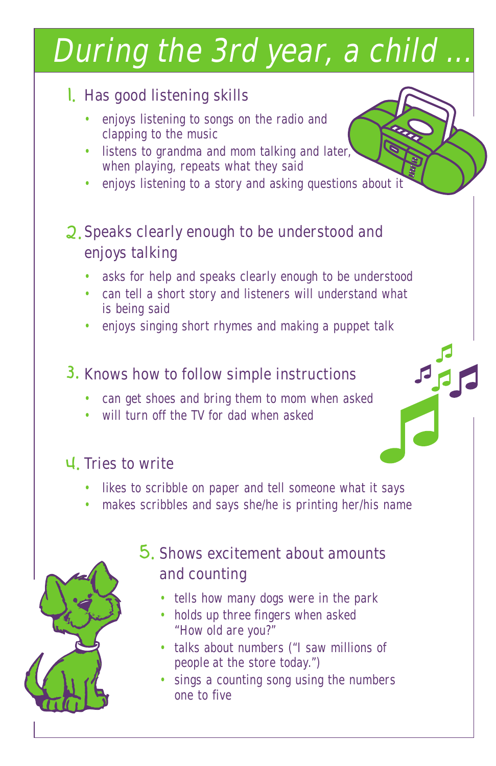# During the 3rd year, a child ...

## 1. Has good listening skills

- enjoys listening to songs on the radio and clapping to the music
- listens to grandma and mom talking and later, when playing, repeats what they said
- enjoys listening to a story and asking questions about it

## 2. Speaks clearly enough to be understood and enjoys talking

- asks for help and speaks clearly enough to be understood
- can tell a short story and listeners will understand what is being said
- enjoys singing short rhymes and making a puppet talk

## 3. Knows how to follow simple instructions

- can get shoes and bring them to mom when asked
- will turn off the TV for dad when asked

## 4. Tries to write

- likes to scribble on paper and tell someone what it says
- makes scribbles and says she/he is printing her/his name

## 5. Shows excitement about amounts and counting

- tells how many dogs were in the park
- holds up three fingers when asked "How old are you?"
- talks about numbers ("I saw millions of people at the store today.")
- sings a counting song using the numbers one to five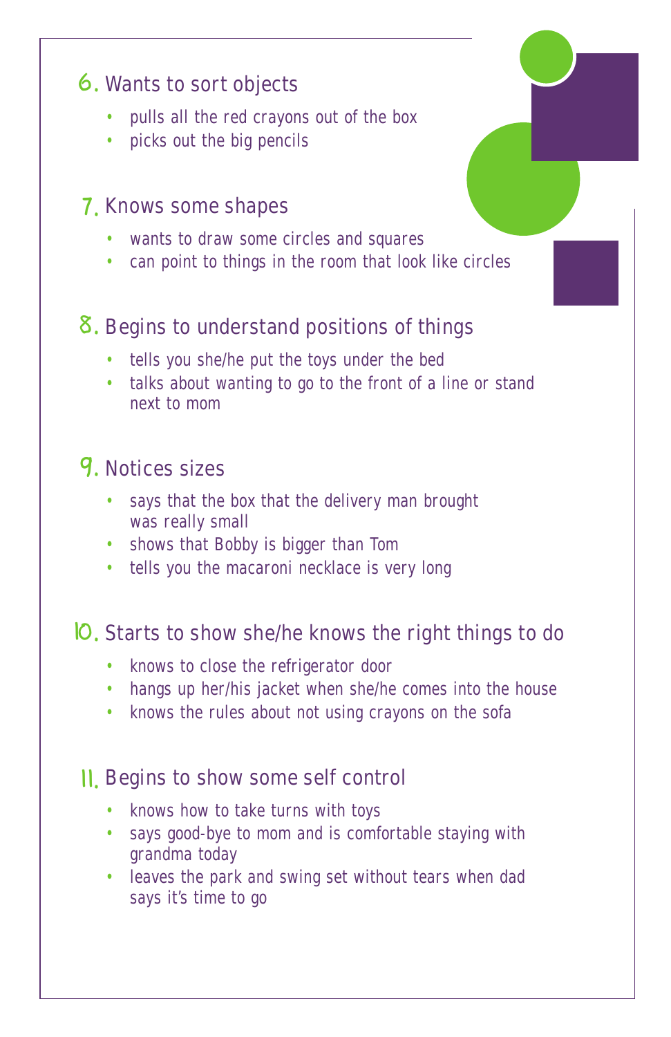## 6. Wants to sort objects

- pulls all the red crayons out of the box
- picks out the big pencils

## 7. Knows some shapes

- wants to draw some circles and squares
- can point to things in the room that look like circles

## 8. Begins to understand positions of things

- tells you she/he put the toys under the bed
- talks about wanting to go to the front of a line or stand next to mom

## 9. Notices sizes

- says that the box that the delivery man brought was really small
- shows that Bobby is bigger than Tom
- tells you the macaroni necklace is very long

## 10. Starts to show she/he knows the right things to do

- knows to close the refrigerator door
- hangs up her/his jacket when she/he comes into the house
- knows the rules about not using crayons on the sofa

## 11. Begins to show some self control

- knows how to take turns with toys
- says good-bye to mom and is comfortable staying with grandma today
- leaves the park and swing set without tears when dad says it's time to go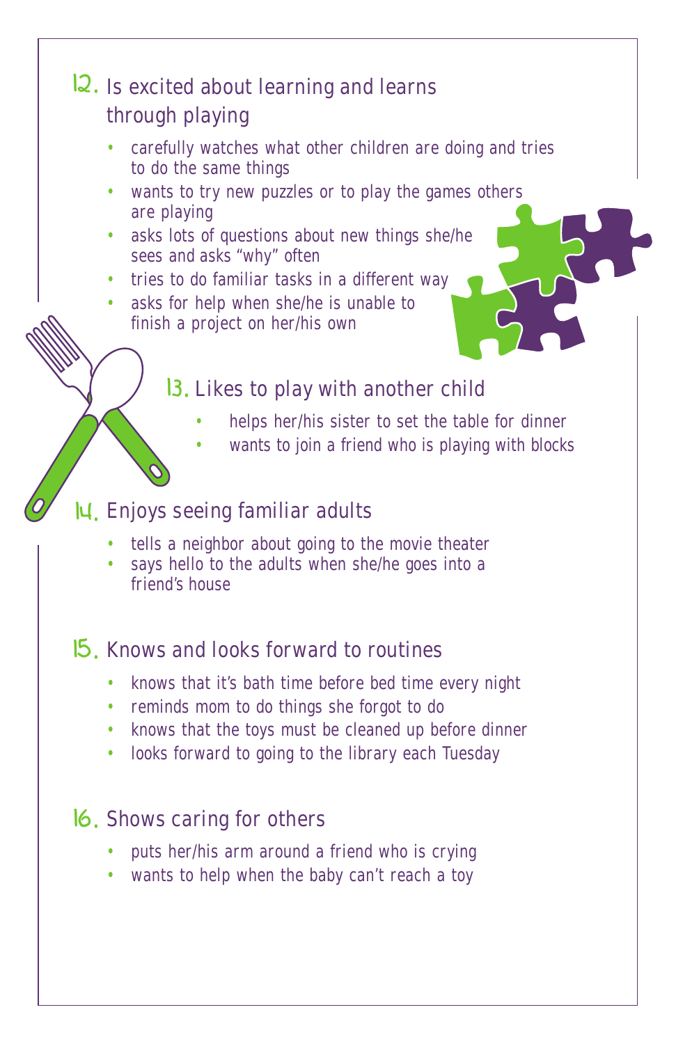## 12. Is excited about learning and learns through playing

- carefully watches what other children are doing and tries to do the same things
- wants to try new puzzles or to play the games others are playing
- asks lots of questions about new things she/he sees and asks "why" often
- tries to do familiar tasks in a different way
- asks for help when she/he is unable to finish a project on her/his own

## 13. Likes to play with another child

- helps her/his sister to set the table for dinner
- wants to join a friend who is playing with blocks

## 14. Enjoys seeing familiar adults

- tells a neighbor about going to the movie theater
- says hello to the adults when she/he goes into a friend's house

## 15. Knows and looks forward to routines

- knows that it's bath time before bed time every night
- reminds mom to do things she forgot to do
- knows that the toys must be cleaned up before dinner
- looks forward to going to the library each Tuesday

## 16. Shows caring for others

- puts her/his arm around a friend who is crying
- wants to help when the baby can't reach a toy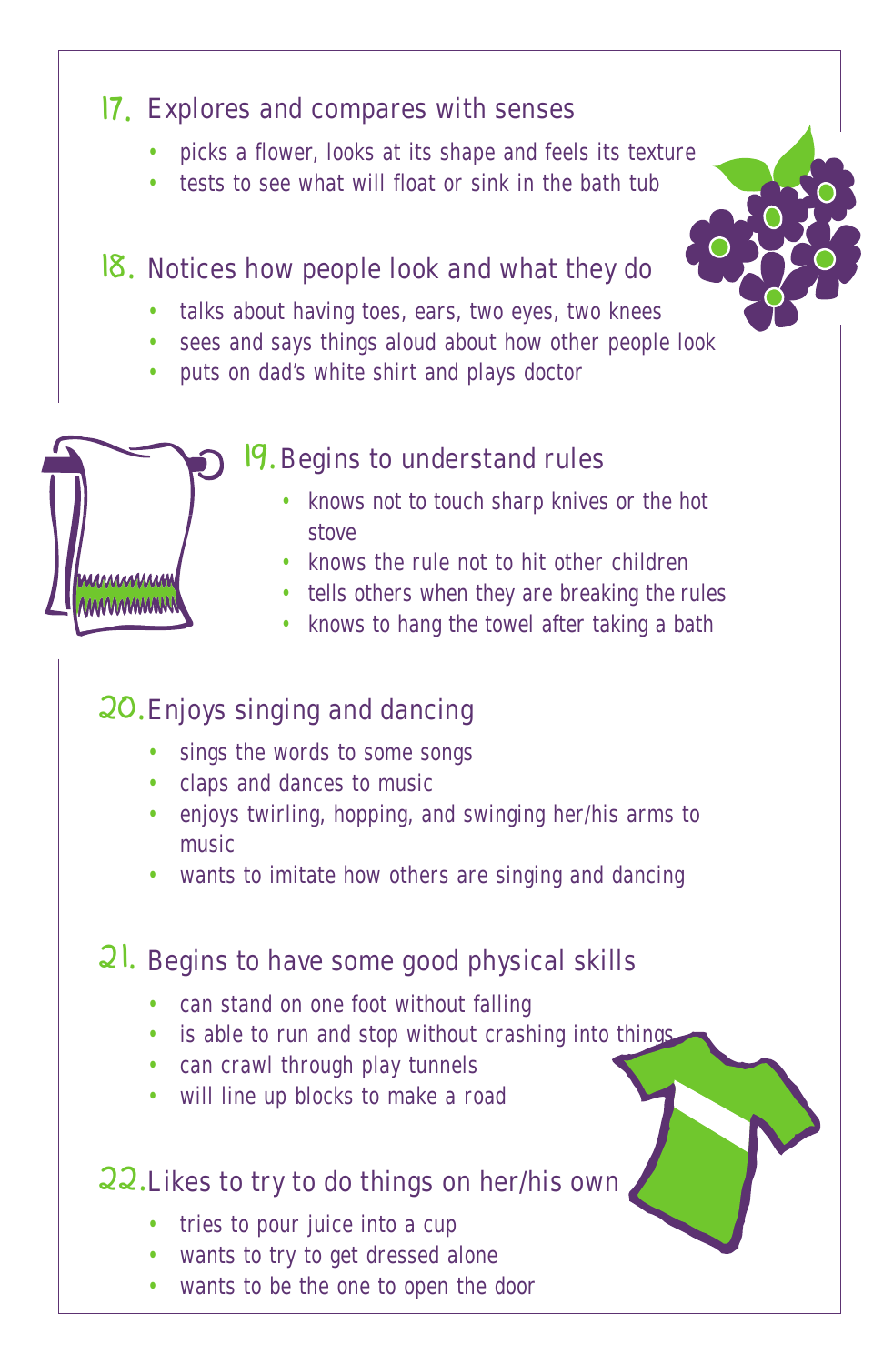## 17. Explores and compares with senses

- picks a flower, looks at its shape and feels its texture
- tests to see what will float or sink in the bath tub

## 18. Notices how people look and what they do

- talks about having toes, ears, two eyes, two knees
- sees and says things aloud about how other people look
- puts on dad's white shirt and plays doctor

## 19. Begins to understand rules

- knows not to touch sharp knives or the hot stove
- knows the rule not to hit other children
- tells others when they are breaking the rules
- knows to hang the towel after taking a bath

## 20. Enjoys singing and dancing

- sings the words to some songs
- claps and dances to music
- enjoys twirling, hopping, and swinging her/his arms to music
- wants to imitate how others are singing and dancing

## 21. Begins to have some good physical skills

- can stand on one foot without falling
- is able to run and stop without crashing into things
- can crawl through play tunnels
- will line up blocks to make a road

## 22. Likes to try to do things on her/his own

- tries to pour juice into a cup
- wants to try to get dressed alone
- wants to be the one to open the door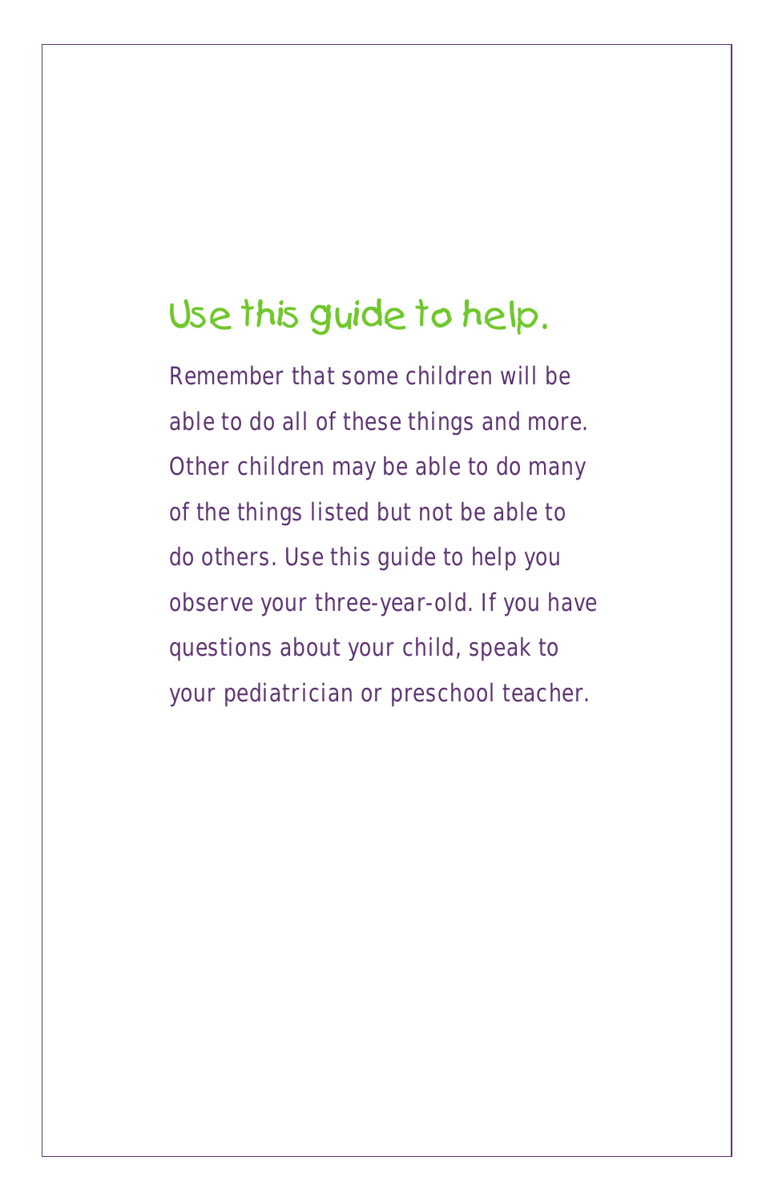## Use this guide to help.

Remember that some children will be able to do all of these things and more. Other children may be able to do many of the things listed but not be able to do others. Use this guide to help you observe your three-year-old. If you have questions about your child, speak to your pediatrician or preschool teacher.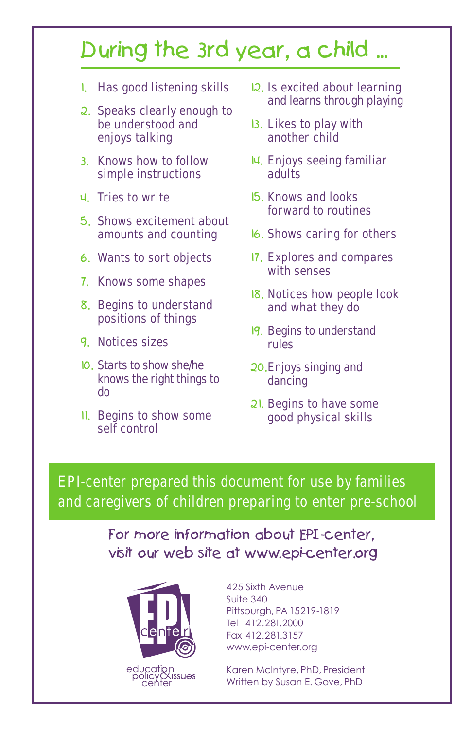# During the 3rd year, a child ...

1. Has good listening skills
2. Speaks clearly enough to be understood and enjoys talking
3. Knows how to follow simple instructions
4. Tries to write
5. Shows excitement about amounts and counting
6. Wants to sort objects
7. Knows some shapes
8. Begins to understand positions of things
9. Notices sizes
10. Starts to show she/he knows the right things to do
11. Begins to show some self control
12. Is excited about learning and learns through playing
13. Likes to play with another child
14. Enjoys seeing familiar adults
15. Knows and looks forward to routines
16. Shows caring for others
17. Explores and compares with senses
18. Notices how people look and what they do
19. Begins to understand rules
20. Enjoys singing and dancing
21. Begins to have some good physical skills

EPI-center prepared this document for use by families and caregivers of children preparing to enter pre-school

For more information about EPI-center, visit our web site at www.epi-center.org

EPI center

education policy & issues center

425 Sixth Avenue
Suite 340
Pittsburgh, PA 15219-1819
Tel 412.281.2000
Fax 412.281.3157
www.epi-center.org

Karen McIntyre, PhD, President
Written by Susan E. Gove, PhD